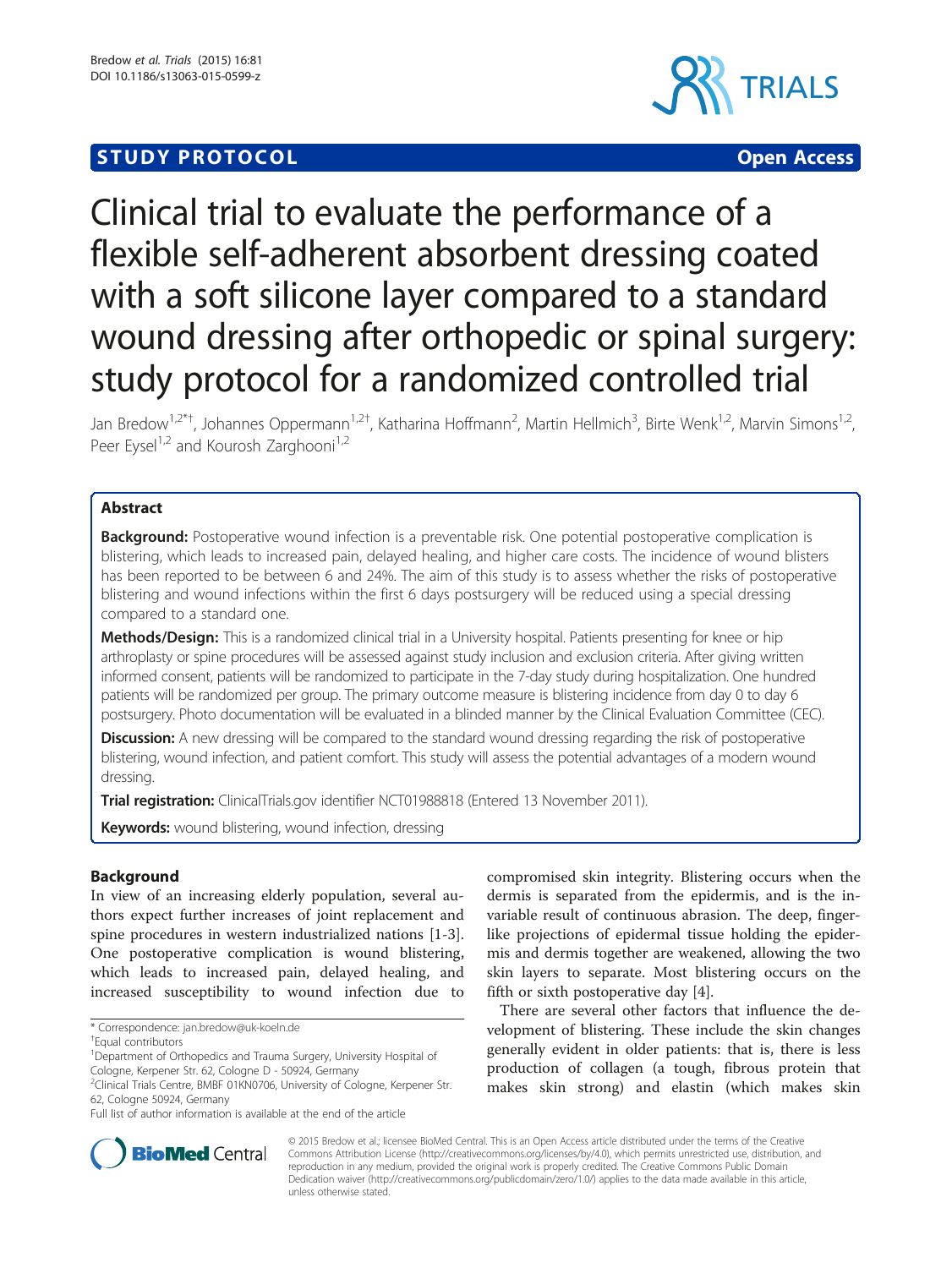**STUDY PROTOCOL** **Open Access**

# Clinical trial to evaluate the performance of a flexible self-adherent absorbent dressing coated with a soft silicone layer compared to a standard wound dressing after orthopedic or spinal surgery: study protocol for a randomized controlled trial

Jan Bredow[1,2*†], Johannes Oppermann[1,2†], Katharina Hoffmann[2], Martin Hellmich[3], Birte Wenk[1,2], Marvin Simons[1,2], Peer Eysel[1,2] and Kourosh Zarghooni[1,2]

## Abstract

**Background:** Postoperative wound infection is a preventable risk. One potential postoperative complication is blistering, which leads to increased pain, delayed healing, and higher care costs. The incidence of wound blisters has been reported to be between 6 and 24%. The aim of this study is to assess whether the risks of postoperative blistering and wound infections within the first 6 days postsurgery will be reduced using a special dressing compared to a standard one.

**Methods/Design:** This is a randomized clinical trial in a University hospital. Patients presenting for knee or hip arthroplasty or spine procedures will be assessed against study inclusion and exclusion criteria. After giving written informed consent, patients will be randomized to participate in the 7-day study during hospitalization. One hundred patients will be randomized per group. The primary outcome measure is blistering incidence from day 0 to day 6 postsurgery. Photo documentation will be evaluated in a blinded manner by the Clinical Evaluation Committee (CEC).

**Discussion:** A new dressing will be compared to the standard wound dressing regarding the risk of postoperative blistering, wound infection, and patient comfort. This study will assess the potential advantages of a modern wound dressing.

**Trial registration:** ClinicalTrials.gov identifier NCT01988818 (Entered 13 November 2011).

**Keywords:** wound blistering, wound infection, dressing

## Background

In view of an increasing elderly population, several authors expect further increases of joint replacement and spine procedures in western industrialized nations [1-3]. One postoperative complication is wound blistering, which leads to increased pain, delayed healing, and increased susceptibility to wound infection due to compromised skin integrity. Blistering occurs when the dermis is separated from the epidermis, and is the invariable result of continuous abrasion. The deep, finger-like projections of epidermal tissue holding the epidermis and dermis together are weakened, allowing the two skin layers to separate. Most blistering occurs on the fifth or sixth postoperative day [4].

There are several other factors that influence the development of blistering. These include the skin changes generally evident in older patients: that is, there is less production of collagen (a tough, fibrous protein that makes skin strong) and elastin (which makes skin

\* Correspondence: jan.bredow@uk-koeln.de

†Equal contributors

[1]Department of Orthopedics and Trauma Surgery, University Hospital of Cologne, Kerpener Str. 62, Cologne D - 50924, Germany

[2]Clinical Trials Centre, BMBF 01KN0706, University of Cologne, Kerpener Str. 62, Cologne 50924, Germany

Full list of author information is available at the end of the article

© 2015 Bredow et al.; licensee BioMed Central. This is an Open Access article distributed under the terms of the Creative Commons Attribution License (http://creativecommons.org/licenses/by/4.0), which permits unrestricted use, distribution, and reproduction in any medium, provided the original work is properly credited. The Creative Commons Public Domain Dedication waiver (http://creativecommons.org/publicdomain/zero/1.0/) applies to the data made available in this article, unless otherwise stated.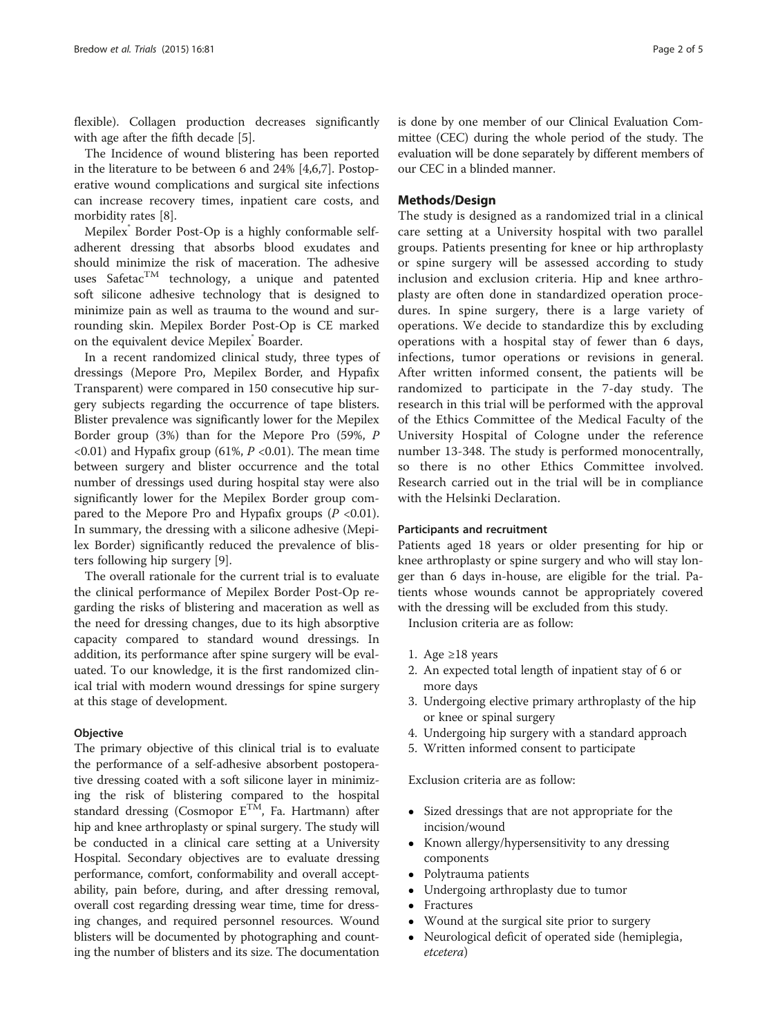flexible). Collagen production decreases significantly with age after the fifth decade [5].

The Incidence of wound blistering has been reported in the literature to be between 6 and 24% [4,6,7]. Postoperative wound complications and surgical site infections can increase recovery times, inpatient care costs, and morbidity rates [8].

Mepilex® Border Post-Op is a highly conformable self-adherent dressing that absorbs blood exudates and should minimize the risk of maceration. The adhesive uses Safetac™ technology, a unique and patented soft silicone adhesive technology that is designed to minimize pain as well as trauma to the wound and surrounding skin. Mepilex Border Post-Op is CE marked on the equivalent device Mepilex® Boarder.

In a recent randomized clinical study, three types of dressings (Mepore Pro, Mepilex Border, and Hypafix Transparent) were compared in 150 consecutive hip surgery subjects regarding the occurrence of tape blisters. Blister prevalence was significantly lower for the Mepilex Border group (3%) than for the Mepore Pro (59%, $P < 0.01$) and Hypafix group (61%, $P < 0.01$). The mean time between surgery and blister occurrence and the total number of dressings used during hospital stay were also significantly lower for the Mepilex Border group compared to the Mepore Pro and Hypafix groups ($P < 0.01$). In summary, the dressing with a silicone adhesive (Mepilex Border) significantly reduced the prevalence of blisters following hip surgery [9].

The overall rationale for the current trial is to evaluate the clinical performance of Mepilex Border Post-Op regarding the risks of blistering and maceration as well as the need for dressing changes, due to its high absorptive capacity compared to standard wound dressings. In addition, its performance after spine surgery will be evaluated. To our knowledge, it is the first randomized clinical trial with modern wound dressings for spine surgery at this stage of development.

### Objective

The primary objective of this clinical trial is to evaluate the performance of a self-adhesive absorbent postoperative dressing coated with a soft silicone layer in minimizing the risk of blistering compared to the hospital standard dressing (Cosmopor E™, Fa. Hartmann) after hip and knee arthroplasty or spinal surgery. The study will be conducted in a clinical care setting at a University Hospital. Secondary objectives are to evaluate dressing performance, comfort, conformability and overall acceptability, pain before, during, and after dressing removal, overall cost regarding dressing wear time, time for dressing changes, and required personnel resources. Wound blisters will be documented by photographing and counting the number of blisters and its size. The documentation is done by one member of our Clinical Evaluation Committee (CEC) during the whole period of the study. The evaluation will be done separately by different members of our CEC in a blinded manner.

## Methods/Design

The study is designed as a randomized trial in a clinical care setting at a University hospital with two parallel groups. Patients presenting for knee or hip arthroplasty or spine surgery will be assessed according to study inclusion and exclusion criteria. Hip and knee arthroplasty are often done in standardized operation procedures. In spine surgery, there is a large variety of operations. We decide to standardize this by excluding operations with a hospital stay of fewer than 6 days, infections, tumor operations or revisions in general. After written informed consent, the patients will be randomized to participate in the 7-day study. The research in this trial will be performed with the approval of the Ethics Committee of the Medical Faculty of the University Hospital of Cologne under the reference number 13-348. The study is performed monocentrally, so there is no other Ethics Committee involved. Research carried out in the trial will be in compliance with the Helsinki Declaration.

### Participants and recruitment

Patients aged 18 years or older presenting for hip or knee arthroplasty or spine surgery and who will stay longer than 6 days in-house, are eligible for the trial. Patients whose wounds cannot be appropriately covered with the dressing will be excluded from this study.

Inclusion criteria are as follow:

1. Age ≥18 years
2. An expected total length of inpatient stay of 6 or more days
3. Undergoing elective primary arthroplasty of the hip or knee or spinal surgery
4. Undergoing hip surgery with a standard approach
5. Written informed consent to participate

Exclusion criteria are as follow:

- Sized dressings that are not appropriate for the incision/wound
- Known allergy/hypersensitivity to any dressing components
- Polytrauma patients
- Undergoing arthroplasty due to tumor
- Fractures
- Wound at the surgical site prior to surgery
- Neurological deficit of operated side (hemiplegia, *etcetera*)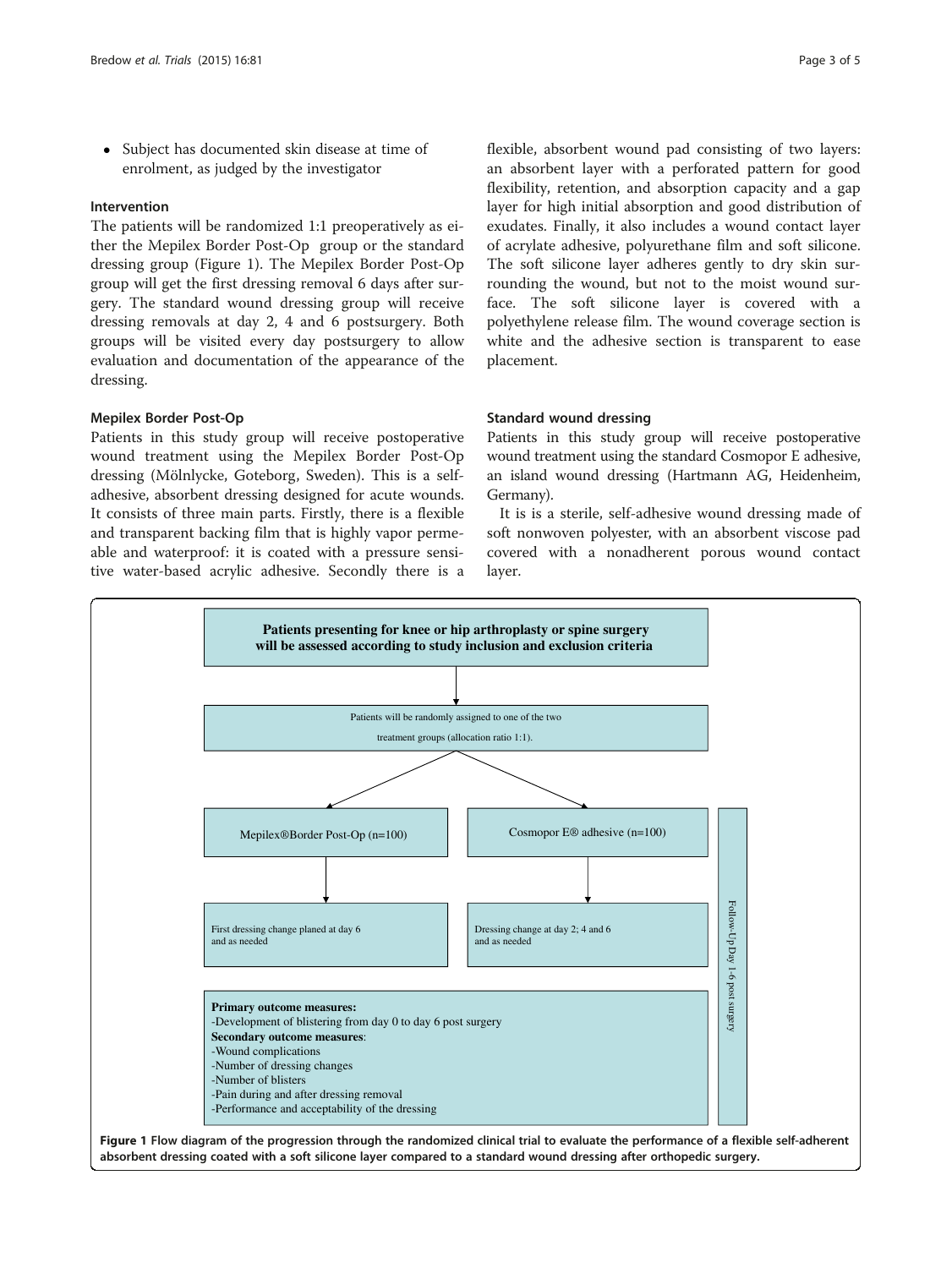- Subject has documented skin disease at time of enrolment, as judged by the investigator

### Intervention

The patients will be randomized 1:1 preoperatively as either the Mepilex Border Post-Op group or the standard dressing group (Figure 1). The Mepilex Border Post-Op group will get the first dressing removal 6 days after surgery. The standard wound dressing group will receive dressing removals at day 2, 4 and 6 postsurgery. Both groups will be visited every day postsurgery to allow evaluation and documentation of the appearance of the dressing.

### Mepilex Border Post-Op

Patients in this study group will receive postoperative wound treatment using the Mepilex Border Post-Op dressing (Mölnlycke, Goteborg, Sweden). This is a self-adhesive, absorbent dressing designed for acute wounds. It consists of three main parts. Firstly, there is a flexible and transparent backing film that is highly vapor permeable and waterproof: it is coated with a pressure sensitive water-based acrylic adhesive. Secondly there is a flexible, absorbent wound pad consisting of two layers: an absorbent layer with a perforated pattern for good flexibility, retention, and absorption capacity and a gap layer for high initial absorption and good distribution of exudates. Finally, it also includes a wound contact layer of acrylate adhesive, polyurethane film and soft silicone. The soft silicone layer adheres gently to dry skin surrounding the wound, but not to the moist wound surface. The soft silicone layer is covered with a polyethylene release film. The wound coverage section is white and the adhesive section is transparent to ease placement.

### Standard wound dressing

Patients in this study group will receive postoperative wound treatment using the standard Cosmopor E adhesive, an island wound dressing (Hartmann AG, Heidenheim, Germany).

It is is a sterile, self-adhesive wound dressing made of soft nonwoven polyester, with an absorbent viscose pad covered with a nonadherent porous wound contact layer.

**Patients presenting for knee or hip arthroplasty or spine surgery will be assessed according to study inclusion and exclusion criteria**

Patients will be randomly assigned to one of the two treatment groups (allocation ratio 1:1).

Mepilex®Border Post-Op (n=100)

Cosmopor E® adhesive (n=100)

First dressing change planed at day 6 and as needed

Dressing change at day 2; 4 and 6 and as needed

Follow-Up Day 1-6 post surgery

**Primary outcome measures:**
-Development of blistering from day 0 to day 6 post surgery
**Secondary outcome measures**:
-Wound complications
-Number of dressing changes
-Number of blisters
-Pain during and after dressing removal
-Performance and acceptability of the dressing

**Figure 1 Flow diagram of the progression through the randomized clinical trial to evaluate the performance of a flexible self-adherent absorbent dressing coated with a soft silicone layer compared to a standard wound dressing after orthopedic surgery.**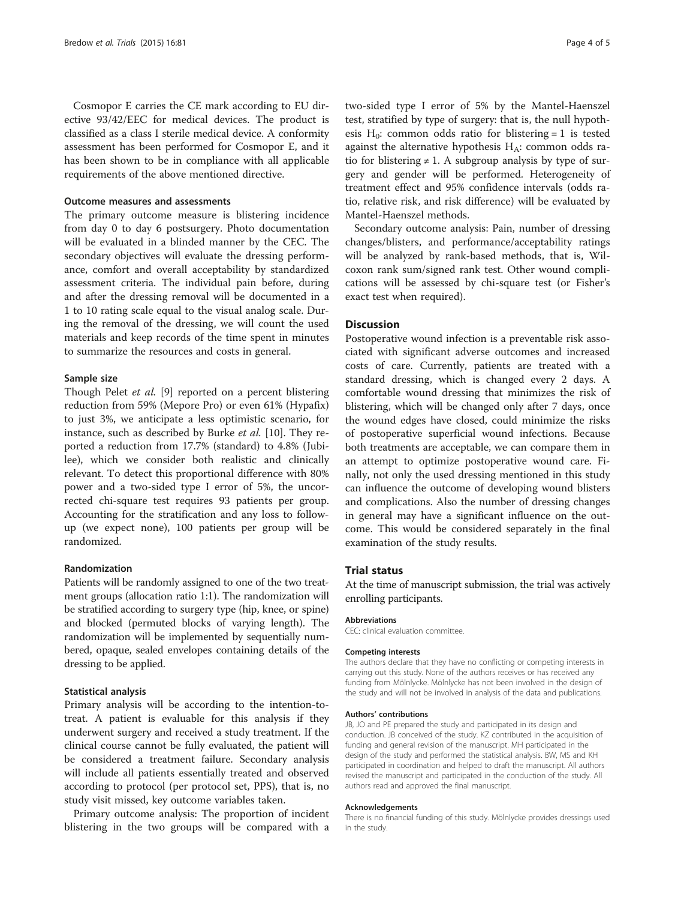Cosmopor E carries the CE mark according to EU directive 93/42/EEC for medical devices. The product is classified as a class I sterile medical device. A conformity assessment has been performed for Cosmopor E, and it has been shown to be in compliance with all applicable requirements of the above mentioned directive.

### Outcome measures and assessments

The primary outcome measure is blistering incidence from day 0 to day 6 postsurgery. Photo documentation will be evaluated in a blinded manner by the CEC. The secondary objectives will evaluate the dressing performance, comfort and overall acceptability by standardized assessment criteria. The individual pain before, during and after the dressing removal will be documented in a 1 to 10 rating scale equal to the visual analog scale. During the removal of the dressing, we will count the used materials and keep records of the time spent in minutes to summarize the resources and costs in general.

### Sample size

Though Pelet *et al.* [9] reported on a percent blistering reduction from 59% (Mepore Pro) or even 61% (Hypafix) to just 3%, we anticipate a less optimistic scenario, for instance, such as described by Burke *et al.* [10]. They reported a reduction from 17.7% (standard) to 4.8% (Jubilee), which we consider both realistic and clinically relevant. To detect this proportional difference with 80% power and a two-sided type I error of 5%, the uncorrected chi-square test requires 93 patients per group. Accounting for the stratification and any loss to follow-up (we expect none), 100 patients per group will be randomized.

### Randomization

Patients will be randomly assigned to one of the two treatment groups (allocation ratio 1:1). The randomization will be stratified according to surgery type (hip, knee, or spine) and blocked (permuted blocks of varying length). The randomization will be implemented by sequentially numbered, opaque, sealed envelopes containing details of the dressing to be applied.

### Statistical analysis

Primary analysis will be according to the intention-to-treat. A patient is evaluable for this analysis if they underwent surgery and received a study treatment. If the clinical course cannot be fully evaluated, the patient will be considered a treatment failure. Secondary analysis will include all patients essentially treated and observed according to protocol (per protocol set, PPS), that is, no study visit missed, key outcome variables taken.

Primary outcome analysis: The proportion of incident blistering in the two groups will be compared with a two-sided type I error of 5% by the Mantel-Haenszel test, stratified by type of surgery: that is, the null hypothesis $H_0$: common odds ratio for blistering = 1 is tested against the alternative hypothesis $H_A$: common odds ratio for blistering ≠ 1. A subgroup analysis by type of surgery and gender will be performed. Heterogeneity of treatment effect and 95% confidence intervals (odds ratio, relative risk, and risk difference) will be evaluated by Mantel-Haenszel methods.

Secondary outcome analysis: Pain, number of dressing changes/blisters, and performance/acceptability ratings will be analyzed by rank-based methods, that is, Wilcoxon rank sum/signed rank test. Other wound complications will be assessed by chi-square test (or Fisher's exact test when required).

## Discussion

Postoperative wound infection is a preventable risk associated with significant adverse outcomes and increased costs of care. Currently, patients are treated with a standard dressing, which is changed every 2 days. A comfortable wound dressing that minimizes the risk of blistering, which will be changed only after 7 days, once the wound edges have closed, could minimize the risks of postoperative superficial wound infections. Because both treatments are acceptable, we can compare them in an attempt to optimize postoperative wound care. Finally, not only the used dressing mentioned in this study can influence the outcome of developing wound blisters and complications. Also the number of dressing changes in general may have a significant influence on the outcome. This would be considered separately in the final examination of the study results.

## Trial status

At the time of manuscript submission, the trial was actively enrolling participants.

#### Abbreviations

CEC: clinical evaluation committee.

#### Competing interests

The authors declare that they have no conflicting or competing interests in carrying out this study. None of the authors receives or has received any funding from Mölnlycke. Mölnlycke has not been involved in the design of the study and will not be involved in analysis of the data and publications.

#### Authors' contributions

JB, JO and PE prepared the study and participated in its design and conduction. JB conceived of the study. KZ contributed in the acquisition of funding and general revision of the manuscript. MH participated in the design of the study and performed the statistical analysis. BW, MS and KH participated in coordination and helped to draft the manuscript. All authors revised the manuscript and participated in the conduction of the study. All authors read and approved the final manuscript.

#### Acknowledgements

There is no financial funding of this study. Mölnlycke provides dressings used in the study.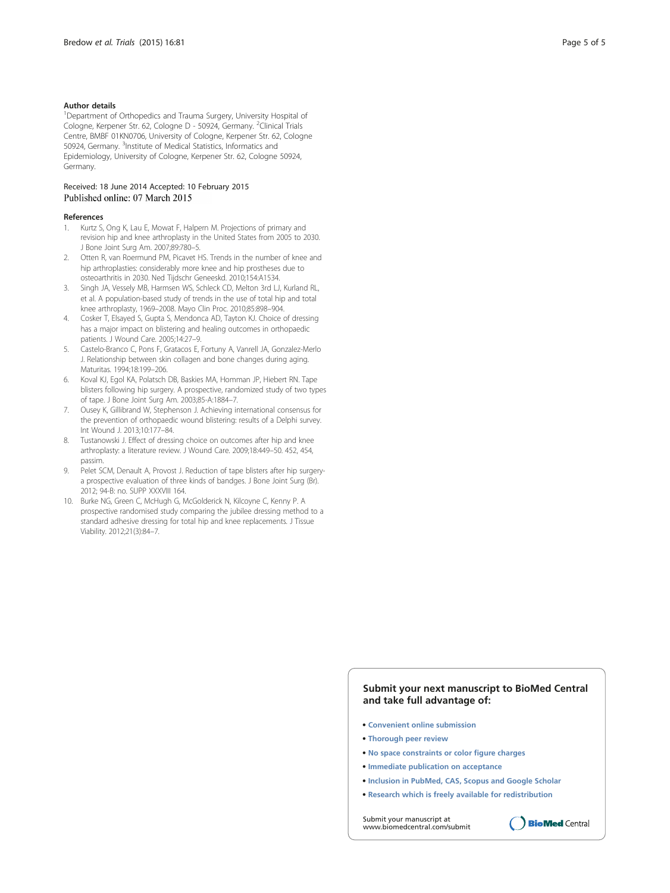#### Author details

[1]Department of Orthopedics and Trauma Surgery, University Hospital of Cologne, Kerpener Str. 62, Cologne D - 50924, Germany. [2]Clinical Trials Centre, BMBF 01KN0706, University of Cologne, Kerpener Str. 62, Cologne 50924, Germany. [3]Institute of Medical Statistics, Informatics and Epidemiology, University of Cologne, Kerpener Str. 62, Cologne 50924, Germany.

Received: 18 June 2014 Accepted: 10 February 2015
Published online: 07 March 2015

#### References

1. Kurtz S, Ong K, Lau E, Mowat F, Halpern M. Projections of primary and revision hip and knee arthroplasty in the United States from 2005 to 2030. J Bone Joint Surg Am. 2007;89:780–5.
2. Otten R, van Roermund PM, Picavet HS. Trends in the number of knee and hip arthroplasties: considerably more knee and hip prostheses due to osteoarthritis in 2030. Ned Tijdschr Geneeskd. 2010;154:A1534.
3. Singh JA, Vessely MB, Harmsen WS, Schleck CD, Melton 3rd LJ, Kurland RL, et al. A population-based study of trends in the use of total hip and total knee arthroplasty, 1969–2008. Mayo Clin Proc. 2010;85:898–904.
4. Cosker T, Elsayed S, Gupta S, Mendonca AD, Tayton KJ. Choice of dressing has a major impact on blistering and healing outcomes in orthopaedic patients. J Wound Care. 2005;14:27–9.
5. Castelo-Branco C, Pons F, Gratacos E, Fortuny A, Vanrell JA, Gonzalez-Merlo J. Relationship between skin collagen and bone changes during aging. Maturitas. 1994;18:199–206.
6. Koval KJ, Egol KA, Polatsch DB, Baskies MA, Homman JP, Hiebert RN. Tape blisters following hip surgery. A prospective, randomized study of two types of tape. J Bone Joint Surg Am. 2003;85-A:1884–7.
7. Ousey K, Gillibrand W, Stephenson J. Achieving international consensus for the prevention of orthopaedic wound blistering: results of a Delphi survey. Int Wound J. 2013;10:177–84.
8. Tustanowski J. Effect of dressing choice on outcomes after hip and knee arthroplasty: a literature review. J Wound Care. 2009;18:449–50. 452, 454, passim.
9. Pelet SCM, Denault A, Provost J. Reduction of tape blisters after hip surgery- a prospective evaluation of three kinds of bandges. J Bone Joint Surg (Br). 2012; 94-B: no. SUPP XXXVIII 164.
10. Burke NG, Green C, McHugh G, McGolderick N, Kilcoyne C, Kenny P. A prospective randomised study comparing the jubilee dressing method to a standard adhesive dressing for total hip and knee replacements. J Tissue Viability. 2012;21(3):84–7.

**Submit your next manuscript to BioMed Central and take full advantage of:**

- **Convenient online submission**
- **Thorough peer review**
- **No space constraints or color figure charges**
- **Immediate publication on acceptance**
- **Inclusion in PubMed, CAS, Scopus and Google Scholar**
- **Research which is freely available for redistribution**

Submit your manuscript at
www.biomedcentral.com/submit

BioMed Central